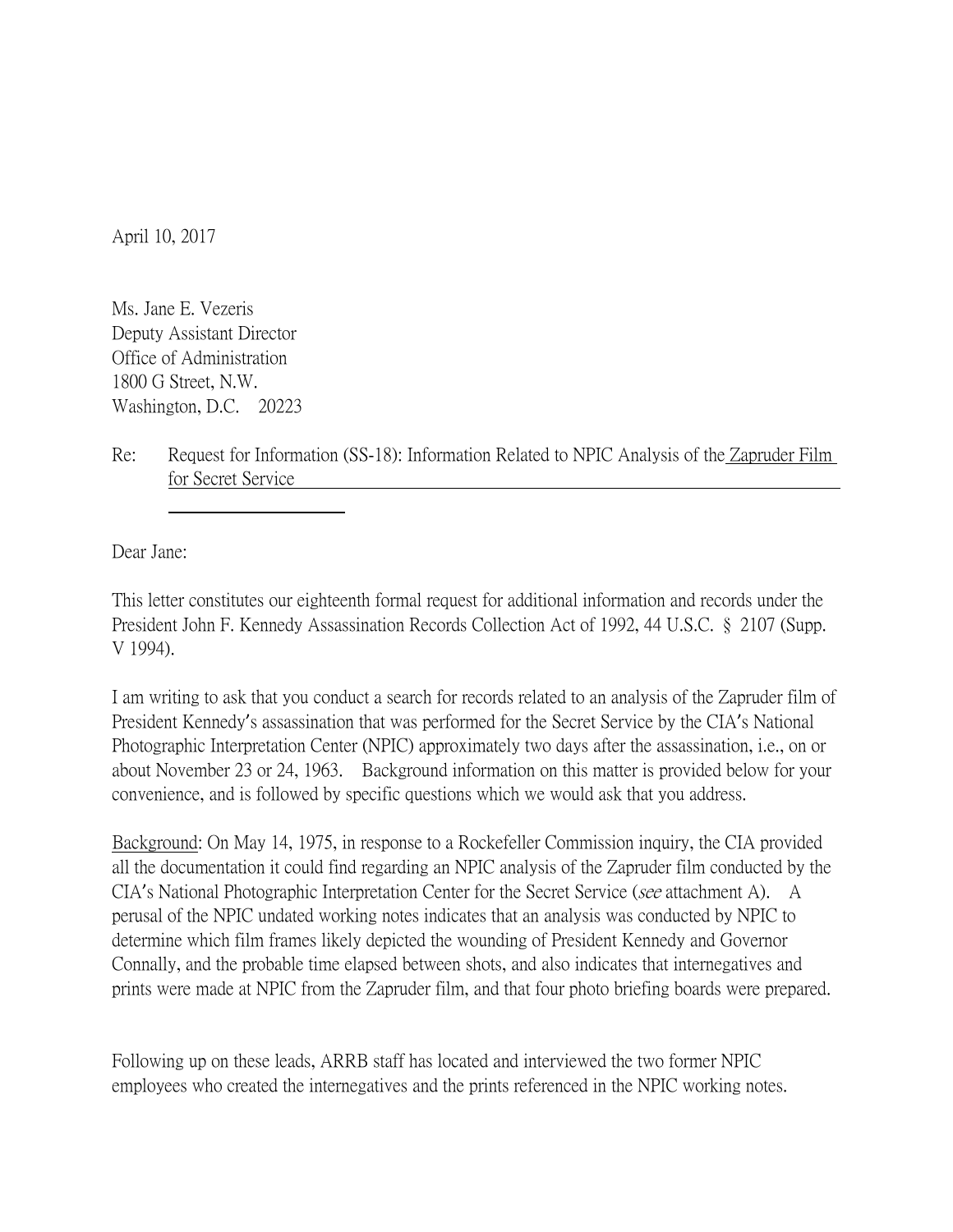April 10, 2017

Ms. Jane E. Vezeris  
Deputy Assistant Director  
Office of Administration  
1800 G Street, N.W.  
Washington, D.C. 20223

Re: Request for Information (SS-18): Information Related to NPIC Analysis of the Zapruder Film for Secret Service

Dear Jane:

This letter constitutes our eighteenth formal request for additional information and records under the President John F. Kennedy Assassination Records Collection Act of 1992, 44 U.S.C. § 2107 (Supp. V 1994).

I am writing to ask that you conduct a search for records related to an analysis of the Zapruder film of President Kennedy's assassination that was performed for the Secret Service by the CIA's National Photographic Interpretation Center (NPIC) approximately two days after the assassination, i.e., on or about November 23 or 24, 1963. Background information on this matter is provided below for your convenience, and is followed by specific questions which we would ask that you address.

Background: On May 14, 1975, in response to a Rockefeller Commission inquiry, the CIA provided all the documentation it could find regarding an NPIC analysis of the Zapruder film conducted by the CIA's National Photographic Interpretation Center for the Secret Service (*see* attachment A). A perusal of the NPIC undated working notes indicates that an analysis was conducted by NPIC to determine which film frames likely depicted the wounding of President Kennedy and Governor Connally, and the probable time elapsed between shots, and also indicates that internegatives and prints were made at NPIC from the Zapruder film, and that four photo briefing boards were prepared.

Following up on these leads, ARRB staff has located and interviewed the two former NPIC employees who created the internegatives and the prints referenced in the NPIC working notes.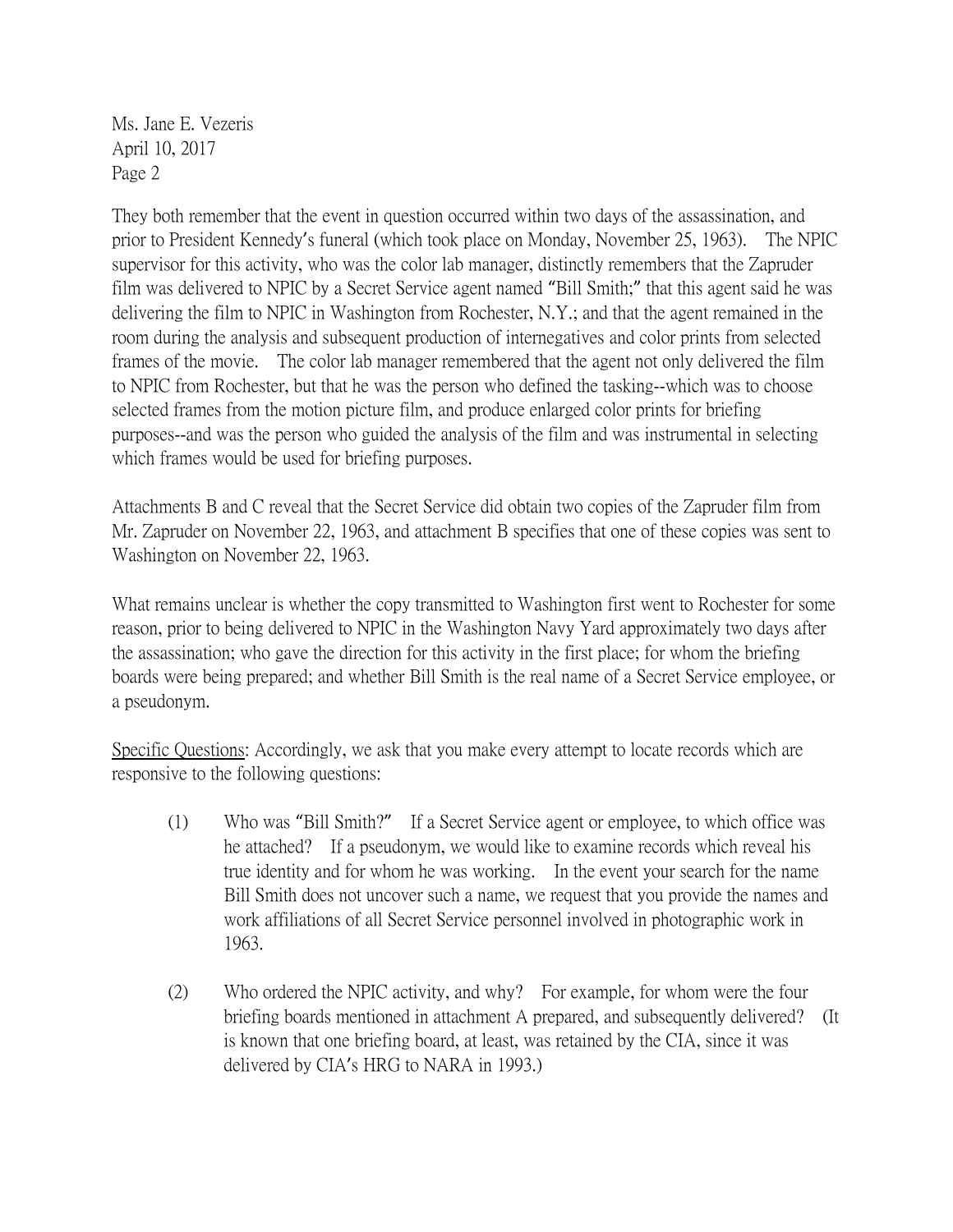Ms. Jane E. Vezeris
April 10, 2017
Page 2

They both remember that the event in question occurred within two days of the assassination, and prior to President Kennedy's funeral (which took place on Monday, November 25, 1963). The NPIC supervisor for this activity, who was the color lab manager, distinctly remembers that the Zapruder film was delivered to NPIC by a Secret Service agent named "Bill Smith;" that this agent said he was delivering the film to NPIC in Washington from Rochester, N.Y.; and that the agent remained in the room during the analysis and subsequent production of internegatives and color prints from selected frames of the movie. The color lab manager remembered that the agent not only delivered the film to NPIC from Rochester, but that he was the person who defined the tasking--which was to choose selected frames from the motion picture film, and produce enlarged color prints for briefing purposes--and was the person who guided the analysis of the film and was instrumental in selecting which frames would be used for briefing purposes.

Attachments B and C reveal that the Secret Service did obtain two copies of the Zapruder film from Mr. Zapruder on November 22, 1963, and attachment B specifies that one of these copies was sent to Washington on November 22, 1963.

What remains unclear is whether the copy transmitted to Washington first went to Rochester for some reason, prior to being delivered to NPIC in the Washington Navy Yard approximately two days after the assassination; who gave the direction for this activity in the first place; for whom the briefing boards were being prepared; and whether Bill Smith is the real name of a Secret Service employee, or a pseudonym.

<u>Specific Questions</u>: Accordingly, we ask that you make every attempt to locate records which are responsive to the following questions:

(1) Who was "Bill Smith?" If a Secret Service agent or employee, to which office was he attached? If a pseudonym, we would like to examine records which reveal his true identity and for whom he was working. In the event your search for the name Bill Smith does not uncover such a name, we request that you provide the names and work affiliations of all Secret Service personnel involved in photographic work in 1963.

(2) Who ordered the NPIC activity, and why? For example, for whom were the four briefing boards mentioned in attachment A prepared, and subsequently delivered? (It is known that one briefing board, at least, was retained by the CIA, since it was delivered by CIA's HRG to NARA in 1993.)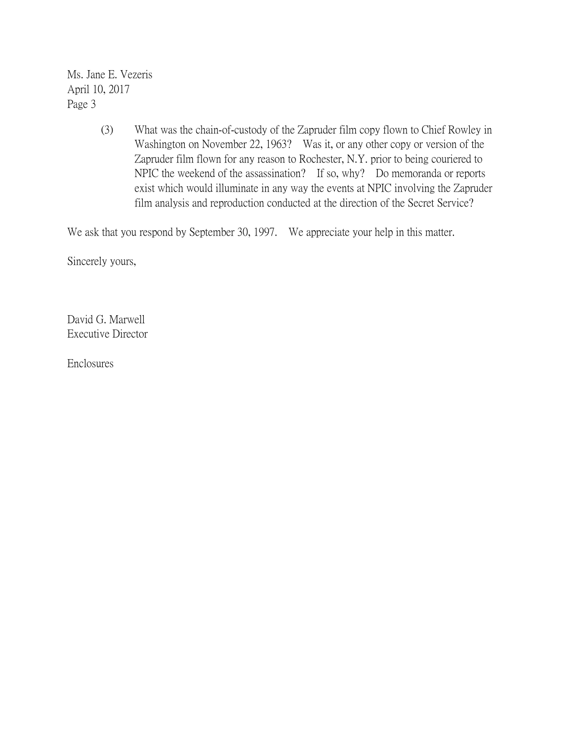(3) What was the chain-of-custody of the Zapruder film copy flown to Chief Rowley in Washington on November 22, 1963? Was it, or any other copy or version of the Zapruder film flown for any reason to Rochester, N.Y. prior to being couriered to NPIC the weekend of the assassination? If so, why? Do memoranda or reports exist which would illuminate in any way the events at NPIC involving the Zapruder film analysis and reproduction conducted at the direction of the Secret Service?

We ask that you respond by September 30, 1997. We appreciate your help in this matter.

Sincerely yours,

David G. Marwell
Executive Director

Enclosures